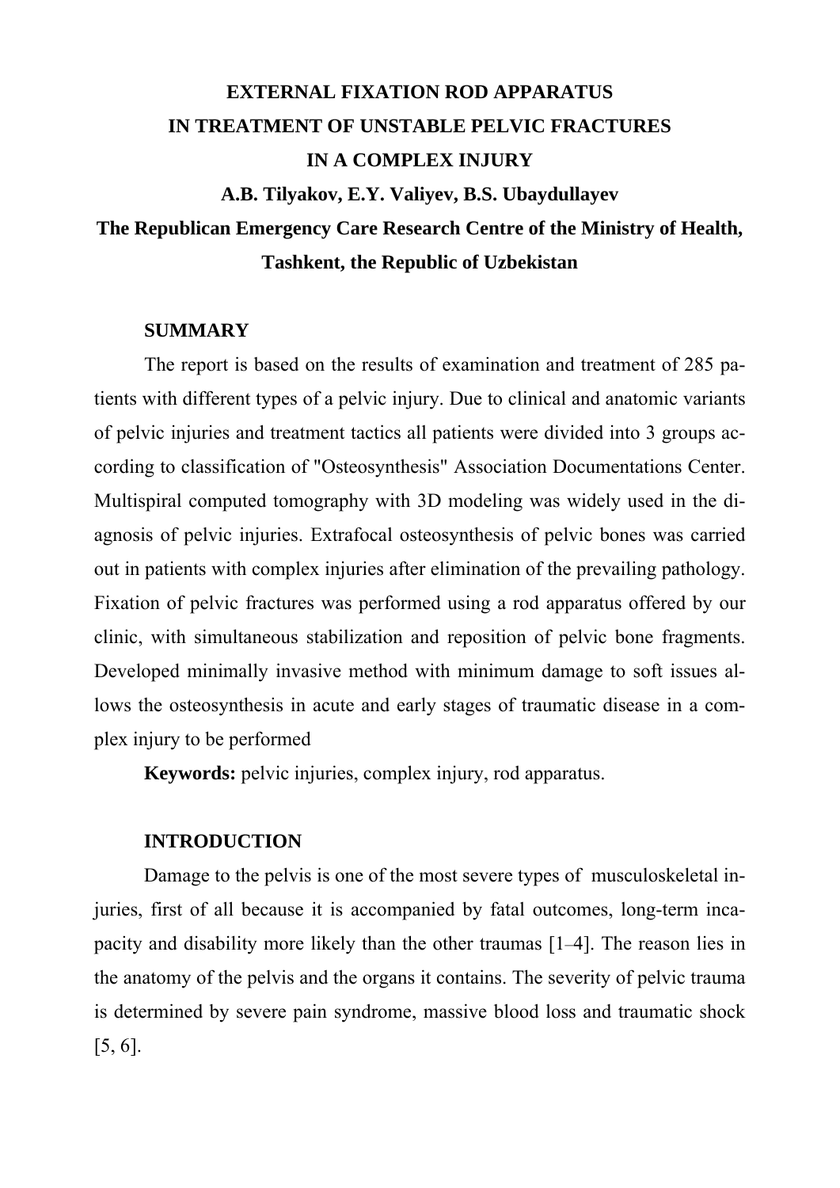# EXTERNAL FIXATION ROD APPARATUS IN TREATMENT OF UNSTABLE PELVIC FRACTURES IN A COMPLEX INJURY

**A.B. Tilyakov, E.Y. Valiyev, B.S. Ubaydullayev**

**The Republican Emergency Care Research Centre of the Ministry of Health, Tashkent, the Republic of Uzbekistan**

## SUMMARY

The report is based on the results of examination and treatment of 285 patients with different types of a pelvic injury. Due to clinical and anatomic variants of pelvic injuries and treatment tactics all patients were divided into 3 groups according to classification of "Osteosynthesis" Association Documentations Center. Multispiral computed tomography with 3D modeling was widely used in the diagnosis of pelvic injuries. Extrafocal osteosynthesis of pelvic bones was carried out in patients with complex injuries after elimination of the prevailing pathology. Fixation of pelvic fractures was performed using a rod apparatus offered by our clinic, with simultaneous stabilization and reposition of pelvic bone fragments. Developed minimally invasive method with minimum damage to soft issues allows the osteosynthesis in acute and early stages of traumatic disease in a complex injury to be performed

**Keywords:** pelvic injuries, complex injury, rod apparatus.

## INTRODUCTION

Damage to the pelvis is one of the most severe types of musculoskeletal injuries, first of all because it is accompanied by fatal outcomes, long-term incapacity and disability more likely than the other traumas [1–4]. The reason lies in the anatomy of the pelvis and the organs it contains. The severity of pelvic trauma is determined by severe pain syndrome, massive blood loss and traumatic shock [5, 6].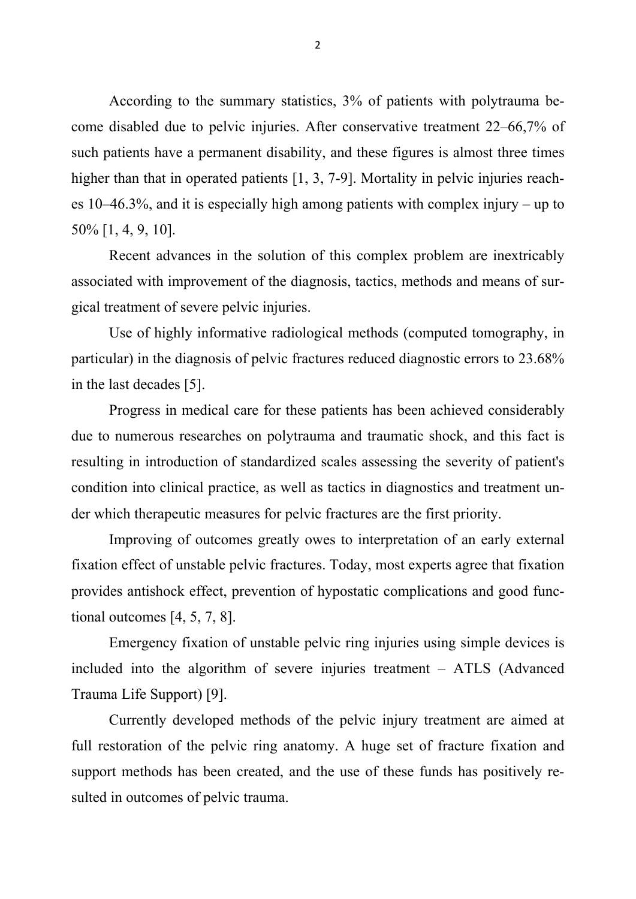According to the summary statistics, 3% of patients with polytrauma become disabled due to pelvic injuries. After conservative treatment 22–66,7% of such patients have a permanent disability, and these figures is almost three times higher than that in operated patients [1, 3, 7-9]. Mortality in pelvic injuries reaches 10–46.3%, and it is especially high among patients with complex injury – up to 50% [1, 4, 9, 10].

Recent advances in the solution of this complex problem are inextricably associated with improvement of the diagnosis, tactics, methods and means of surgical treatment of severe pelvic injuries.

Use of highly informative radiological methods (computed tomography, in particular) in the diagnosis of pelvic fractures reduced diagnostic errors to 23.68% in the last decades [5].

Progress in medical care for these patients has been achieved considerably due to numerous researches on polytrauma and traumatic shock, and this fact is resulting in introduction of standardized scales assessing the severity of patient's condition into clinical practice, as well as tactics in diagnostics and treatment under which therapeutic measures for pelvic fractures are the first priority.

Improving of outcomes greatly owes to interpretation of an early external fixation effect of unstable pelvic fractures. Today, most experts agree that fixation provides antishock effect, prevention of hypostatic complications and good functional outcomes [4, 5, 7, 8].

Emergency fixation of unstable pelvic ring injuries using simple devices is included into the algorithm of severe injuries treatment – ATLS (Advanced Trauma Life Support) [9].

Currently developed methods of the pelvic injury treatment are aimed at full restoration of the pelvic ring anatomy. A huge set of fracture fixation and support methods has been created, and the use of these funds has positively resulted in outcomes of pelvic trauma.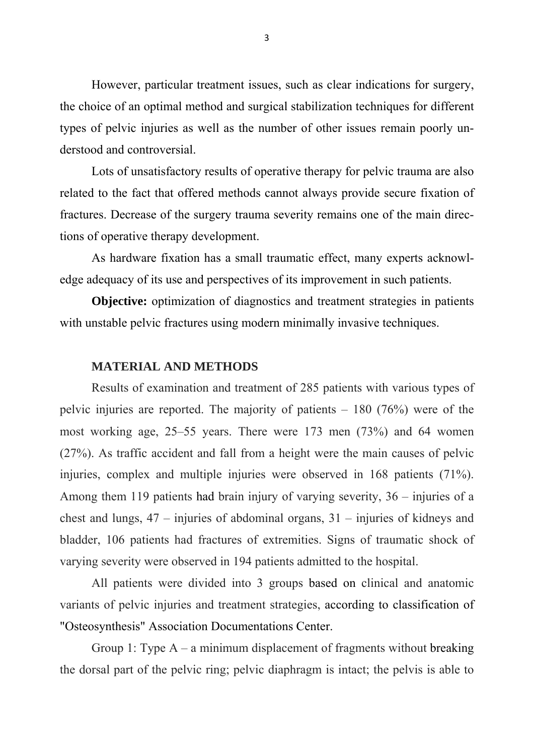However, particular treatment issues, such as clear indications for surgery, the choice of an optimal method and surgical stabilization techniques for different types of pelvic injuries as well as the number of other issues remain poorly understood and controversial.

Lots of unsatisfactory results of operative therapy for pelvic trauma are also related to the fact that offered methods cannot always provide secure fixation of fractures. Decrease of the surgery trauma severity remains one of the main directions of operative therapy development.

As hardware fixation has a small traumatic effect, many experts acknowledge adequacy of its use and perspectives of its improvement in such patients.

**Objective:** optimization of diagnostics and treatment strategies in patients with unstable pelvic fractures using modern minimally invasive techniques.

## MATERIAL AND METHODS

Results of examination and treatment of 285 patients with various types of pelvic injuries are reported. The majority of patients – 180 (76%) were of the most working age, 25–55 years. There were 173 men (73%) and 64 women (27%). As traffic accident and fall from a height were the main causes of pelvic injuries, complex and multiple injuries were observed in 168 patients (71%). Among them 119 patients had brain injury of varying severity, 36 – injuries of a chest and lungs, 47 – injuries of abdominal organs, 31 – injuries of kidneys and bladder, 106 patients had fractures of extremities. Signs of traumatic shock of varying severity were observed in 194 patients admitted to the hospital.

All patients were divided into 3 groups based on clinical and anatomic variants of pelvic injuries and treatment strategies, according to classification of "Osteosynthesis" Association Documentations Center.

Group 1: Type A – a minimum displacement of fragments without breaking the dorsal part of the pelvic ring; pelvic diaphragm is intact; the pelvis is able to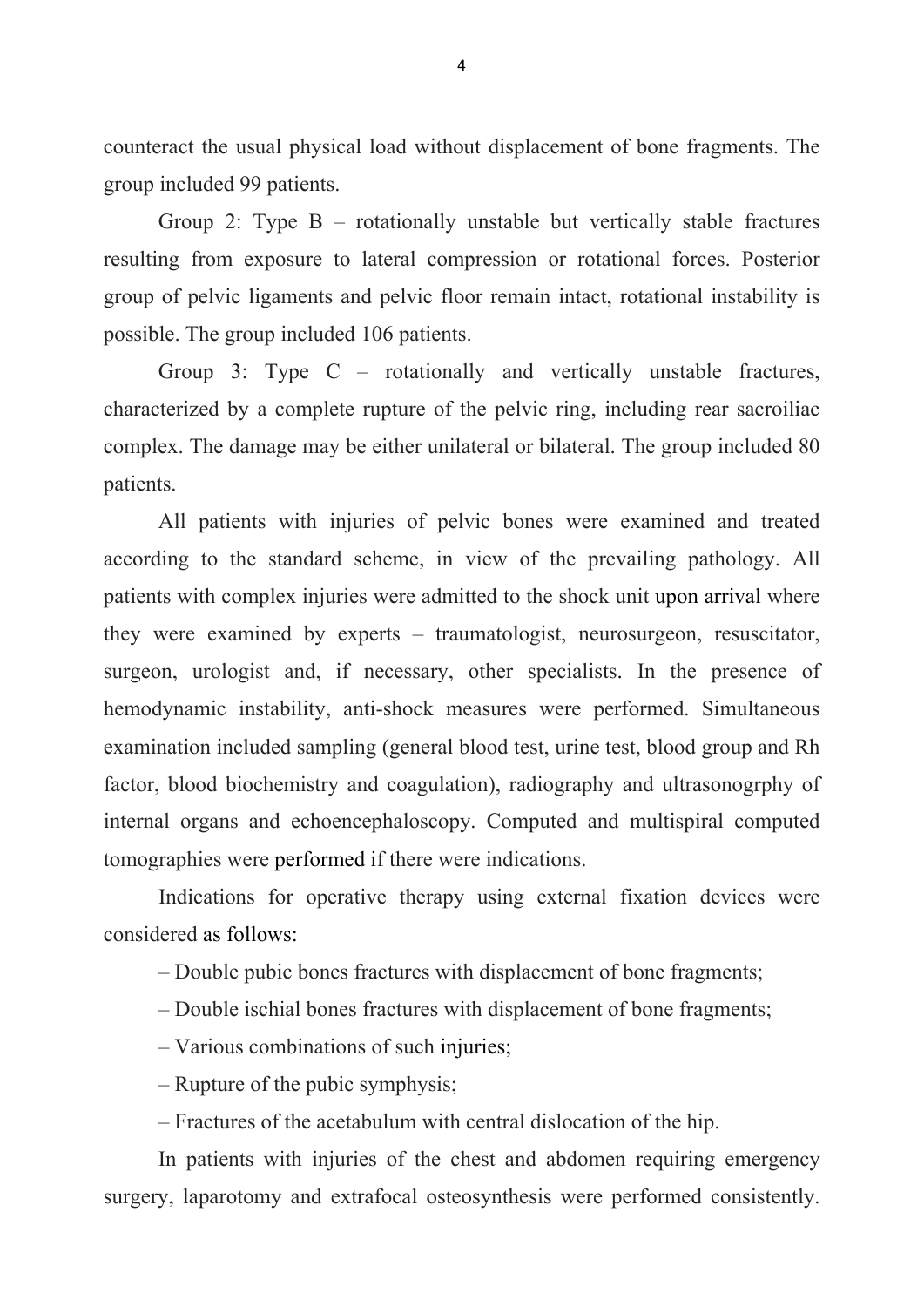counteract the usual physical load without displacement of bone fragments. The group included 99 patients.

Group 2: Type B – rotationally unstable but vertically stable fractures resulting from exposure to lateral compression or rotational forces. Posterior group of pelvic ligaments and pelvic floor remain intact, rotational instability is possible. The group included 106 patients.

Group 3: Type C – rotationally and vertically unstable fractures, characterized by a complete rupture of the pelvic ring, including rear sacroiliac complex. The damage may be either unilateral or bilateral. The group included 80 patients.

All patients with injuries of pelvic bones were examined and treated according to the standard scheme, in view of the prevailing pathology. All patients with complex injuries were admitted to the shock unit upon arrival where they were examined by experts – traumatologist, neurosurgeon, resuscitator, surgeon, urologist and, if necessary, other specialists. In the presence of hemodynamic instability, anti-shock measures were performed. Simultaneous examination included sampling (general blood test, urine test, blood group and Rh factor, blood biochemistry and coagulation), radiography and ultrasonogrphy of internal organs and echoencephaloscopy. Computed and multispiral computed tomographies were performed if there were indications.

Indications for operative therapy using external fixation devices were considered as follows:

– Double pubic bones fractures with displacement of bone fragments;

– Double ischial bones fractures with displacement of bone fragments;

– Various combinations of such injuries;

– Rupture of the pubic symphysis;

– Fractures of the acetabulum with central dislocation of the hip.

In patients with injuries of the chest and abdomen requiring emergency surgery, laparotomy and extrafocal osteosynthesis were performed consistently.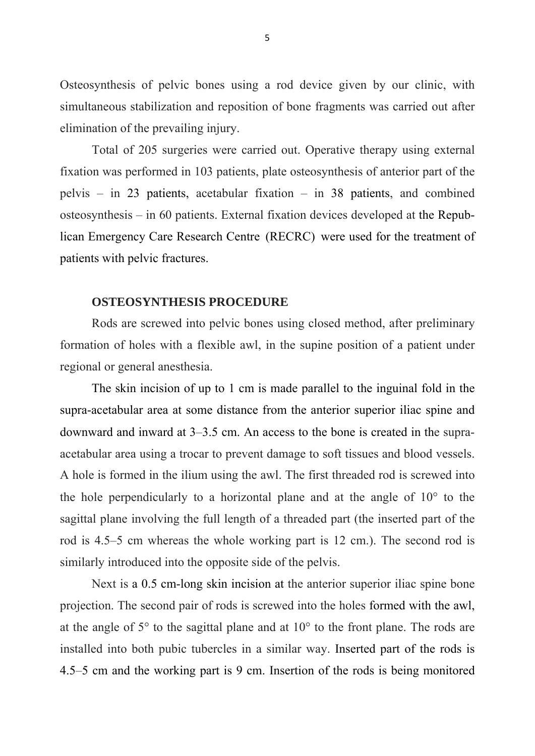Osteosynthesis of pelvic bones using a rod device given by our clinic, with simultaneous stabilization and reposition of bone fragments was carried out after elimination of the prevailing injury.

Total of 205 surgeries were carried out. Operative therapy using external fixation was performed in 103 patients, plate osteosynthesis of anterior part of the pelvis – in 23 patients, acetabular fixation – in 38 patients, and combined osteosynthesis – in 60 patients. External fixation devices developed at the Republican Emergency Care Research Centre (RECRC) were used for the treatment of patients with pelvic fractures.

## OSTEOSYNTHESIS PROCEDURE

Rods are screwed into pelvic bones using closed method, after preliminary formation of holes with a flexible awl, in the supine position of a patient under regional or general anesthesia.

The skin incision of up to 1 cm is made parallel to the inguinal fold in the supra-acetabular area at some distance from the anterior superior iliac spine and downward and inward at 3–3.5 cm. An access to the bone is created in the supra-acetabular area using a trocar to prevent damage to soft tissues and blood vessels. A hole is formed in the ilium using the awl. The first threaded rod is screwed into the hole perpendicularly to a horizontal plane and at the angle of 10° to the sagittal plane involving the full length of a threaded part (the inserted part of the rod is 4.5–5 cm whereas the whole working part is 12 cm.). The second rod is similarly introduced into the opposite side of the pelvis.

Next is a 0.5 cm-long skin incision at the anterior superior iliac spine bone projection. The second pair of rods is screwed into the holes formed with the awl, at the angle of 5° to the sagittal plane and at 10° to the front plane. The rods are installed into both pubic tubercles in a similar way. Inserted part of the rods is 4.5–5 cm and the working part is 9 cm. Insertion of the rods is being monitored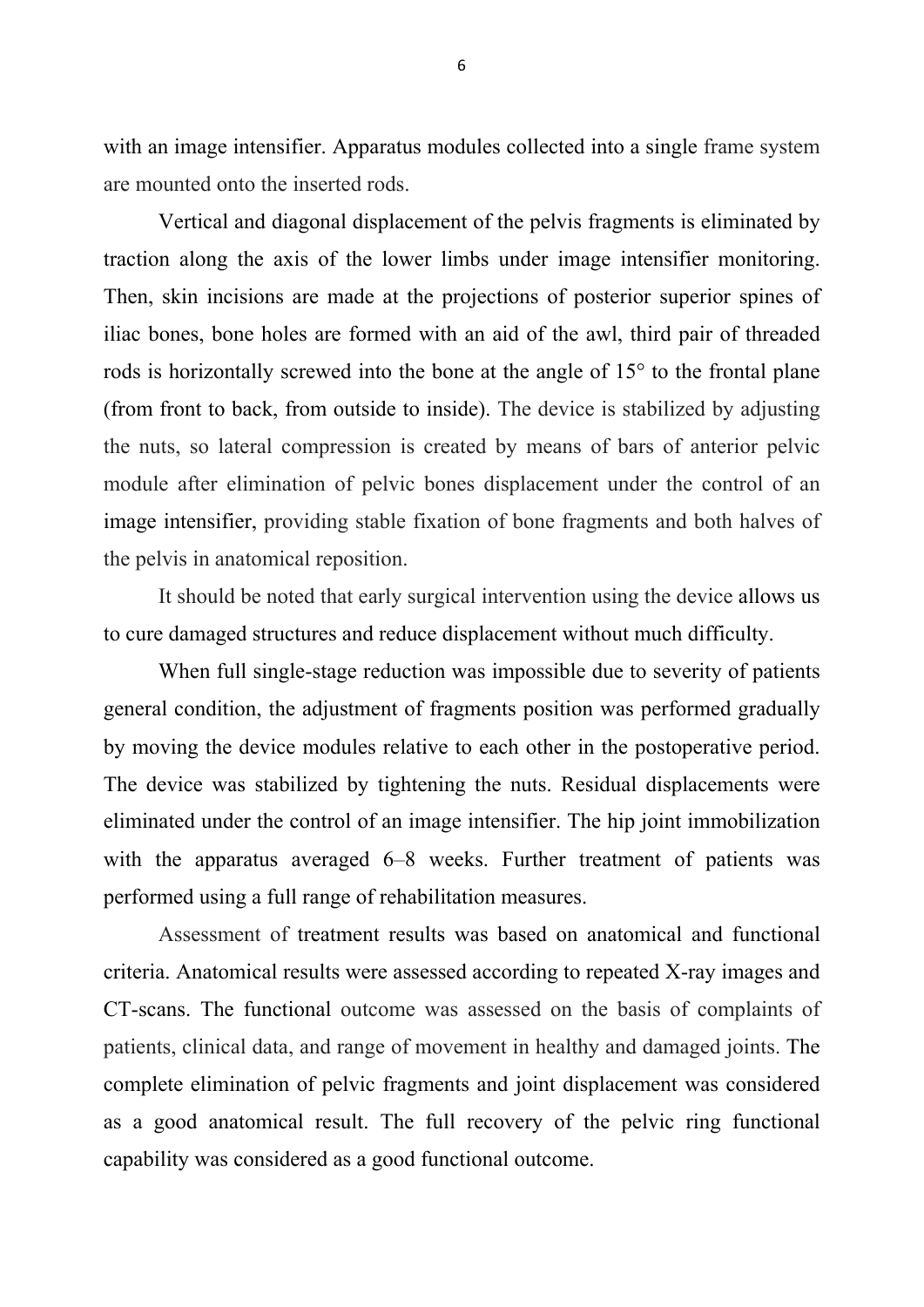with an image intensifier. Apparatus modules collected into a single frame system are mounted onto the inserted rods.

Vertical and diagonal displacement of the pelvis fragments is eliminated by traction along the axis of the lower limbs under image intensifier monitoring. Then, skin incisions are made at the projections of posterior superior spines of iliac bones, bone holes are formed with an aid of the awl, third pair of threaded rods is horizontally screwed into the bone at the angle of 15° to the frontal plane (from front to back, from outside to inside). The device is stabilized by adjusting the nuts, so lateral compression is created by means of bars of anterior pelvic module after elimination of pelvic bones displacement under the control of an image intensifier, providing stable fixation of bone fragments and both halves of the pelvis in anatomical reposition.

It should be noted that early surgical intervention using the device allows us to cure damaged structures and reduce displacement without much difficulty.

When full single-stage reduction was impossible due to severity of patients general condition, the adjustment of fragments position was performed gradually by moving the device modules relative to each other in the postoperative period. The device was stabilized by tightening the nuts. Residual displacements were eliminated under the control of an image intensifier. The hip joint immobilization with the apparatus averaged 6–8 weeks. Further treatment of patients was performed using a full range of rehabilitation measures.

Assessment of treatment results was based on anatomical and functional criteria. Anatomical results were assessed according to repeated X-ray images and CT-scans. The functional outcome was assessed on the basis of complaints of patients, clinical data, and range of movement in healthy and damaged joints. The complete elimination of pelvic fragments and joint displacement was considered as a good anatomical result. The full recovery of the pelvic ring functional capability was considered as a good functional outcome.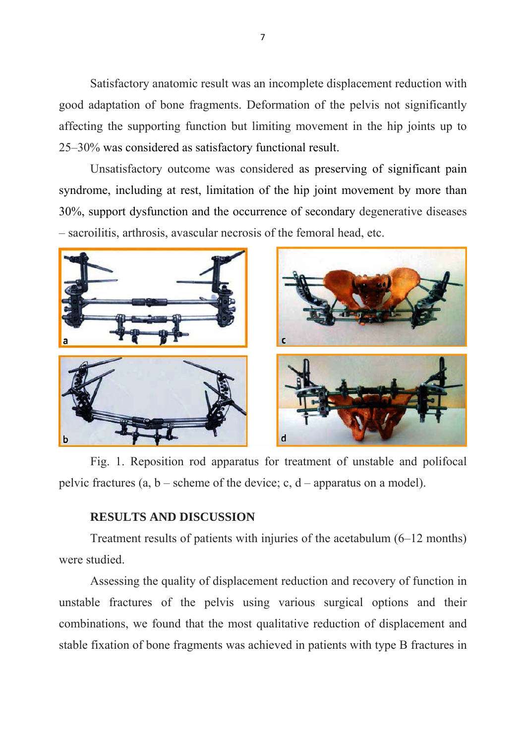Satisfactory anatomic result was an incomplete displacement reduction with good adaptation of bone fragments. Deformation of the pelvis not significantly affecting the supporting function but limiting movement in the hip joints up to 25–30% was considered as satisfactory functional result.

Unsatisfactory outcome was considered as preserving of significant pain syndrome, including at rest, limitation of the hip joint movement by more than 30%, support dysfunction and the occurrence of secondary degenerative diseases – sacroiliitis, arthrosis, avascular necrosis of the femoral head, etc.

Fig. 1. Reposition rod apparatus for treatment of unstable and polifocal pelvic fractures (a, b – scheme of the device; c, d – apparatus on a model).

## RESULTS AND DISCUSSION

Treatment results of patients with injuries of the acetabulum (6–12 months) were studied.

Assessing the quality of displacement reduction and recovery of function in unstable fractures of the pelvis using various surgical options and their combinations, we found that the most qualitative reduction of displacement and stable fixation of bone fragments was achieved in patients with type B fractures in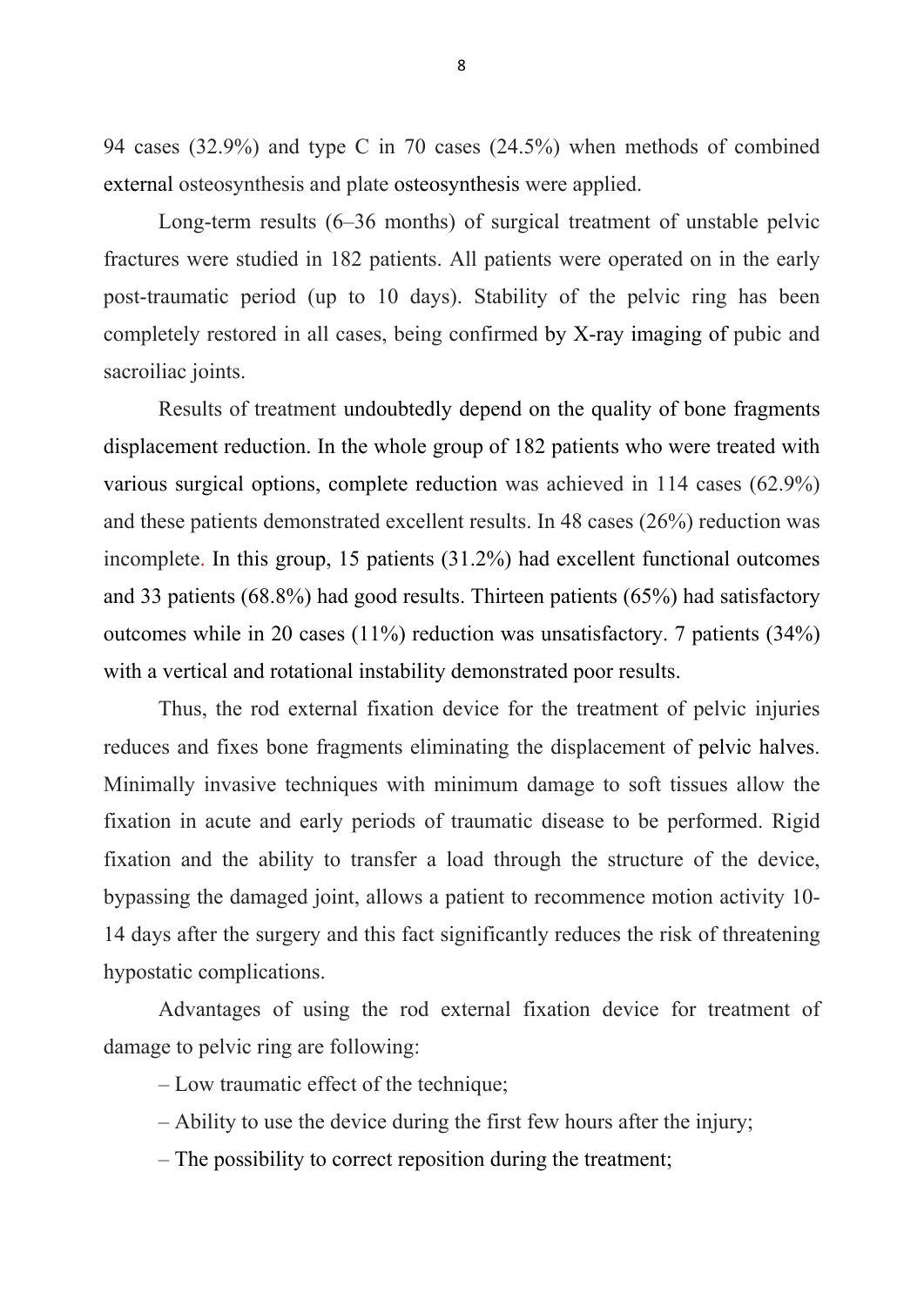94 cases (32.9%) and type C in 70 cases (24.5%) when methods of combined external osteosynthesis and plate osteosynthesis were applied.

Long-term results (6–36 months) of surgical treatment of unstable pelvic fractures were studied in 182 patients. All patients were operated on in the early post-traumatic period (up to 10 days). Stability of the pelvic ring has been completely restored in all cases, being confirmed by X-ray imaging of pubic and sacroiliac joints.

Results of treatment undoubtedly depend on the quality of bone fragments displacement reduction. In the whole group of 182 patients who were treated with various surgical options, complete reduction was achieved in 114 cases (62.9%) and these patients demonstrated excellent results. In 48 cases (26%) reduction was incomplete. In this group, 15 patients (31.2%) had excellent functional outcomes and 33 patients (68.8%) had good results. Thirteen patients (65%) had satisfactory outcomes while in 20 cases (11%) reduction was unsatisfactory. 7 patients (34%) with a vertical and rotational instability demonstrated poor results.

Thus, the rod external fixation device for the treatment of pelvic injuries reduces and fixes bone fragments eliminating the displacement of pelvic halves. Minimally invasive techniques with minimum damage to soft tissues allow the fixation in acute and early periods of traumatic disease to be performed. Rigid fixation and the ability to transfer a load through the structure of the device, bypassing the damaged joint, allows a patient to recommence motion activity 10-14 days after the surgery and this fact significantly reduces the risk of threatening hypostatic complications.

Advantages of using the rod external fixation device for treatment of damage to pelvic ring are following:

– Low traumatic effect of the technique;

– Ability to use the device during the first few hours after the injury;

– The possibility to correct reposition during the treatment;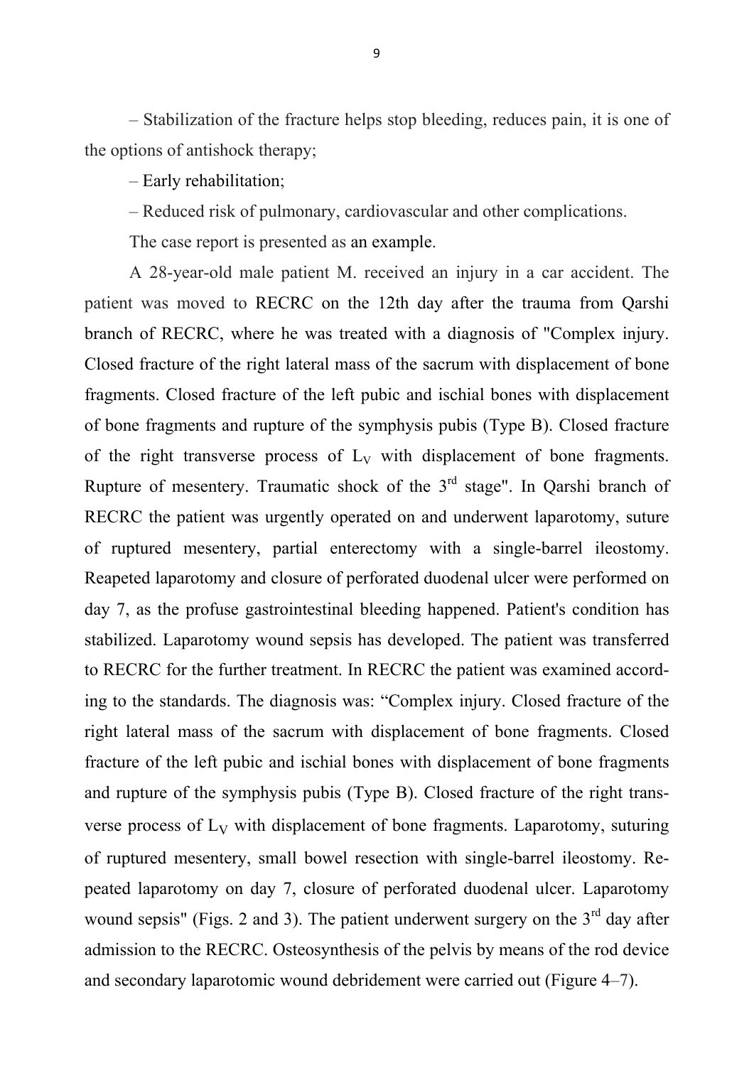– Stabilization of the fracture helps stop bleeding, reduces pain, it is one of the options of antishock therapy;

– Early rehabilitation;

– Reduced risk of pulmonary, cardiovascular and other complications.

The case report is presented as an example.

A 28-year-old male patient M. received an injury in a car accident. The patient was moved to RECRC on the 12th day after the trauma from Qarshi branch of RECRC, where he was treated with a diagnosis of "Complex injury. Closed fracture of the right lateral mass of the sacrum with displacement of bone fragments. Closed fracture of the left pubic and ischial bones with displacement of bone fragments and rupture of the symphysis pubis (Type B). Closed fracture of the right transverse process of $L_V$ with displacement of bone fragments. Rupture of mesentery. Traumatic shock of the 3rd stage". In Qarshi branch of RECRC the patient was urgently operated on and underwent laparotomy, suture of ruptured mesentery, partial enterectomy with a single-barrel ileostomy. Reapeted laparotomy and closure of perforated duodenal ulcer were performed on day 7, as the profuse gastrointestinal bleeding happened. Patient's condition has stabilized. Laparotomy wound sepsis has developed. The patient was transferred to RECRC for the further treatment. In RECRC the patient was examined according to the standards. The diagnosis was: "Complex injury. Closed fracture of the right lateral mass of the sacrum with displacement of bone fragments. Closed fracture of the left pubic and ischial bones with displacement of bone fragments and rupture of the symphysis pubis (Type B). Closed fracture of the right transverse process of $L_V$ with displacement of bone fragments. Laparotomy, suturing of ruptured mesentery, small bowel resection with single-barrel ileostomy. Repeated laparotomy on day 7, closure of perforated duodenal ulcer. Laparotomy wound sepsis" (Figs. 2 and 3). The patient underwent surgery on the 3rd day after admission to the RECRC. Osteosynthesis of the pelvis by means of the rod device and secondary laparotomic wound debridement were carried out (Figure 4–7).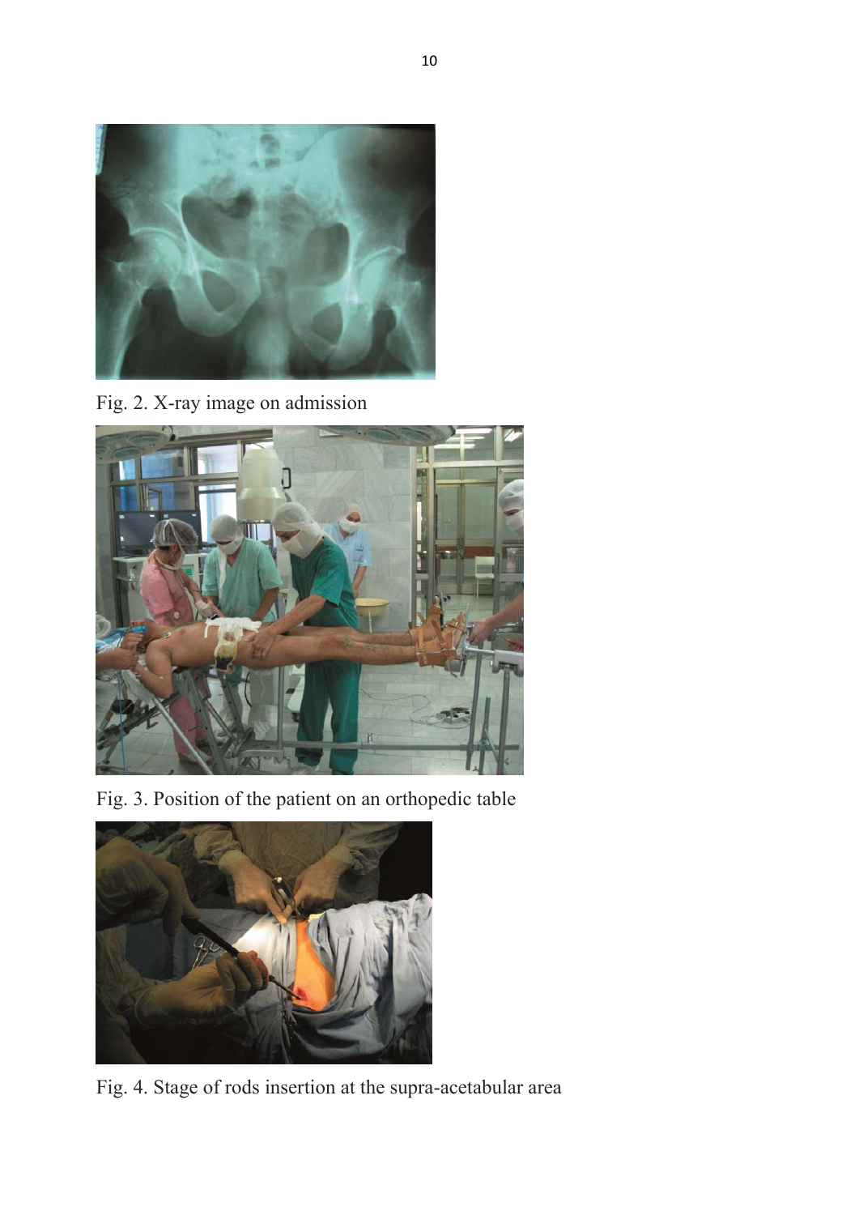Fig. 2. X-ray image on admission

Fig. 3. Position of the patient on an orthopedic table

Fig. 4. Stage of rods insertion at the supra-acetabular area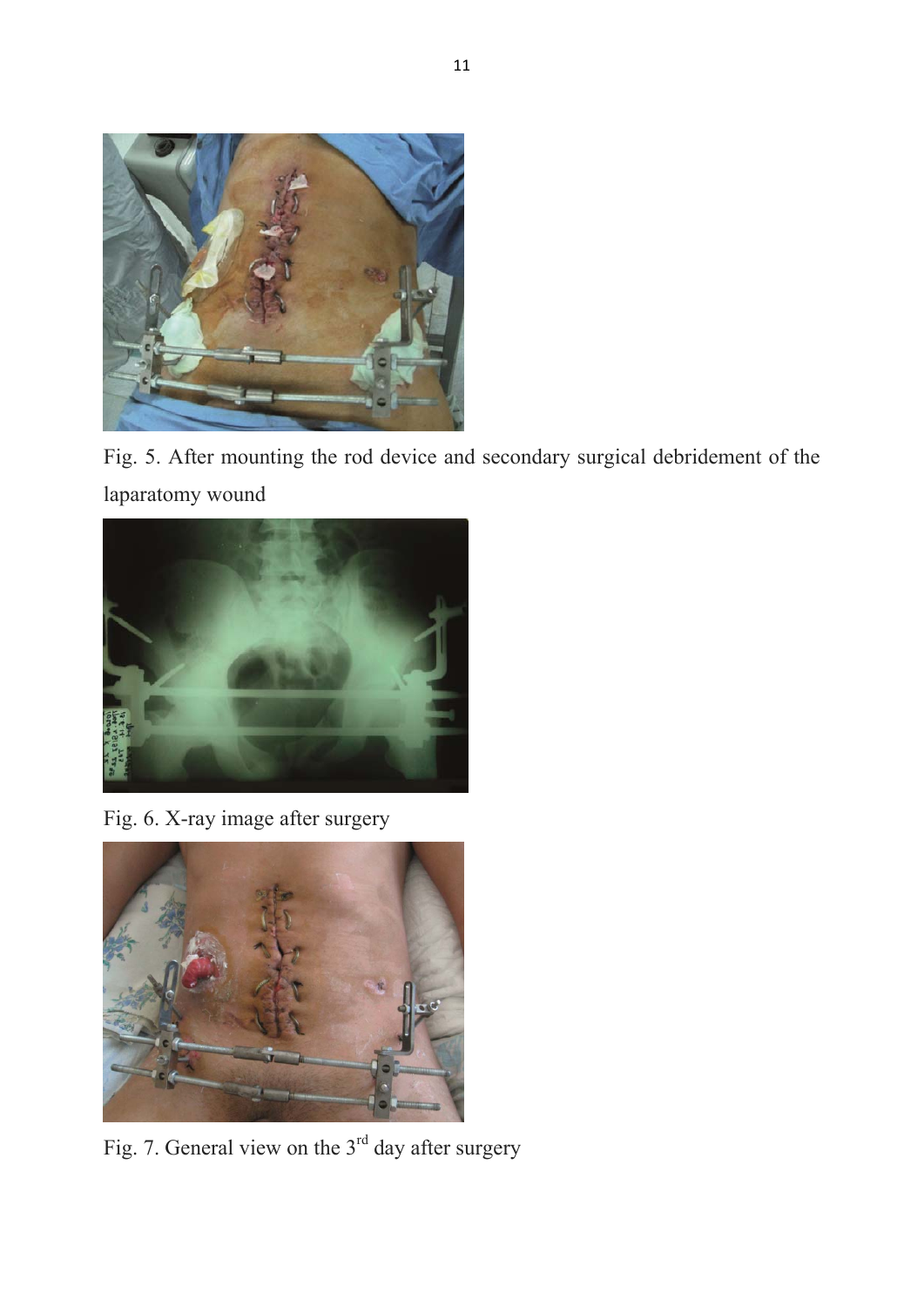Fig. 5. After mounting the rod device and secondary surgical debridement of the laparatomy wound

Fig. 6. X-ray image after surgery

Fig. 7. General view on the 3rd day after surgery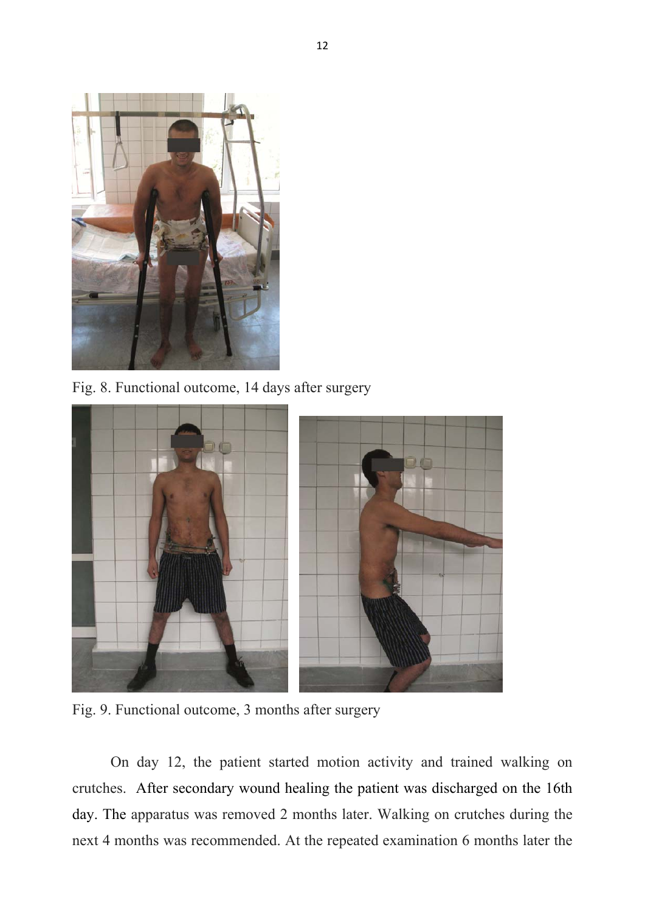Fig. 8. Functional outcome, 14 days after surgery

Fig. 9. Functional outcome, 3 months after surgery

On day 12, the patient started motion activity and trained walking on crutches. After secondary wound healing the patient was discharged on the 16th day. The apparatus was removed 2 months later. Walking on crutches during the next 4 months was recommended. At the repeated examination 6 months later the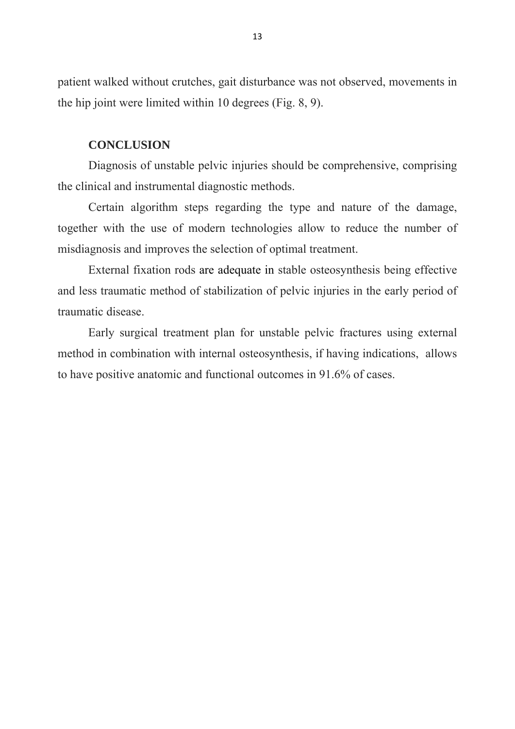patient walked without crutches, gait disturbance was not observed, movements in the hip joint were limited within 10 degrees (Fig. 8, 9).

## CONCLUSION

Diagnosis of unstable pelvic injuries should be comprehensive, comprising the clinical and instrumental diagnostic methods.

Certain algorithm steps regarding the type and nature of the damage, together with the use of modern technologies allow to reduce the number of misdiagnosis and improves the selection of optimal treatment.

External fixation rods are adequate in stable osteosynthesis being effective and less traumatic method of stabilization of pelvic injuries in the early period of traumatic disease.

Early surgical treatment plan for unstable pelvic fractures using external method in combination with internal osteosynthesis, if having indications, allows to have positive anatomic and functional outcomes in 91.6% of cases.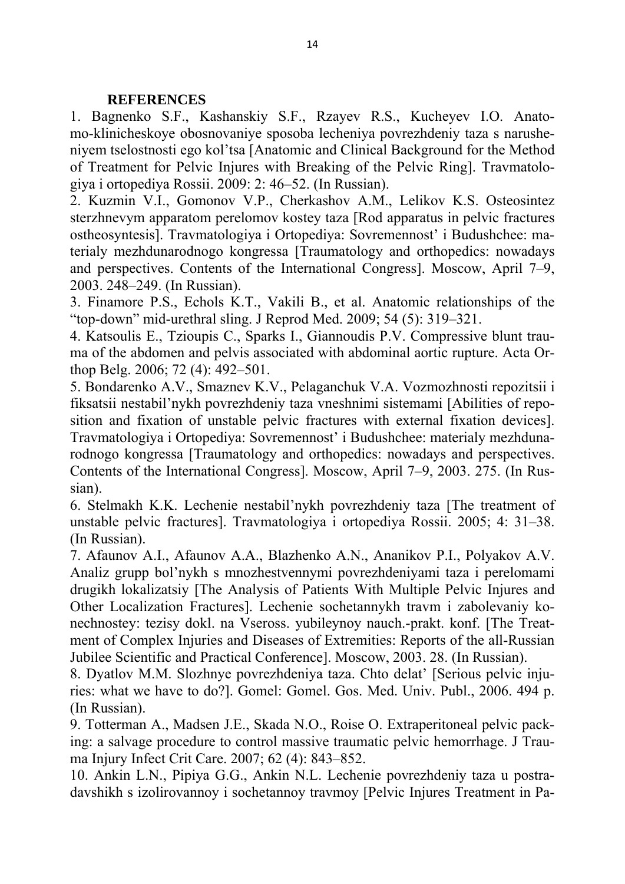**REFERENCES**

1. Bagnenko S.F., Kashanskiy S.F., Rzayev R.S., Kucheyev I.O. Anatomo-klinicheskoye obosnovaniye sposoba lecheniya povrezhdeniy taza s narusheniyem tselostnosti ego kol'tsa [Anatomic and Clinical Background for the Method of Treatment for Pelvic Injures with Breaking of the Pelvic Ring]. Travmatologiya i ortopediya Rossii. 2009: 2: 46–52. (In Russian).
2. Kuzmin V.I., Gomonov V.P., Cherkashov A.M., Lelikov K.S. Osteosintez sterzhnevym apparatom perelomov kostey taza [Rod apparatus in pelvic fractures ostheosyntesis]. Travmatologiya i Ortopediya: Sovremennost' i Budushchee: materialy mezhdunarodnogo kongressa [Traumatology and orthopedics: nowadays and perspectives. Contents of the International Congress]. Moscow, April 7–9, 2003. 248–249. (In Russian).
3. Finamore P.S., Echols K.T., Vakili B., et al. Anatomic relationships of the "top-down" mid-urethral sling. J Reprod Med. 2009; 54 (5): 319–321.
4. Katsoulis E., Tzioupis C., Sparks I., Giannoudis P.V. Compressive blunt trauma of the abdomen and pelvis associated with abdominal aortic rupture. Acta Orthop Belg. 2006; 72 (4): 492–501.
5. Bondarenko A.V., Smaznev K.V., Pelaganchuk V.A. Vozmozhnosti repozitsii i fiksatsii nestabil'nykh povrezhdeniy taza vneshnimi sistemami [Abilities of reposition and fixation of unstable pelvic fractures with external fixation devices]. Travmatologiya i Ortopediya: Sovremennost' i Budushchee: materialy mezhdunarodnogo kongressa [Traumatology and orthopedics: nowadays and perspectives. Contents of the International Congress]. Moscow, April 7–9, 2003. 275. (In Russian).
6. Stelmakh K.K. Lechenie nestabil'nykh povrezhdeniy taza [The treatment of unstable pelvic fractures]. Travmatologiya i ortopediya Rossii. 2005; 4: 31–38. (In Russian).
7. Afaunov A.I., Afaunov A.A., Blazhenko A.N., Ananikov P.I., Polyakov A.V. Analiz grupp bol'nykh s mnozhestvennymi povrezhdeniyami taza i perelomami drugikh lokalizatsiy [The Analysis of Patients With Multiple Pelvic Injures and Other Localization Fractures]. Lechenie sochetannykh travm i zabolevaniy konechnostey: tezisy dokl. na Vseross. yubileynoy nauch.-prakt. konf. [The Treatment of Complex Injuries and Diseases of Extremities: Reports of the all-Russian Jubilee Scientific and Practical Conference]. Moscow, 2003. 28. (In Russian).
8. Dyatlov M.M. Slozhnye povrezhdeniya taza. Chto delat' [Serious pelvic injuries: what we have to do?]. Gomel: Gomel. Gos. Med. Univ. Publ., 2006. 494 p. (In Russian).
9. Totterman A., Madsen J.E., Skada N.O., Roise O. Extraperitoneal pelvic packing: a salvage procedure to control massive traumatic pelvic hemorrhage. J Trauma Injury Infect Crit Care. 2007; 62 (4): 843–852.
10. Ankin L.N., Pipiya G.G., Ankin N.L. Lechenie povrezhdeniy taza u postradavshikh s izolirovannoy i sochetannoy travmoy [Pelvic Injures Treatment in Pa-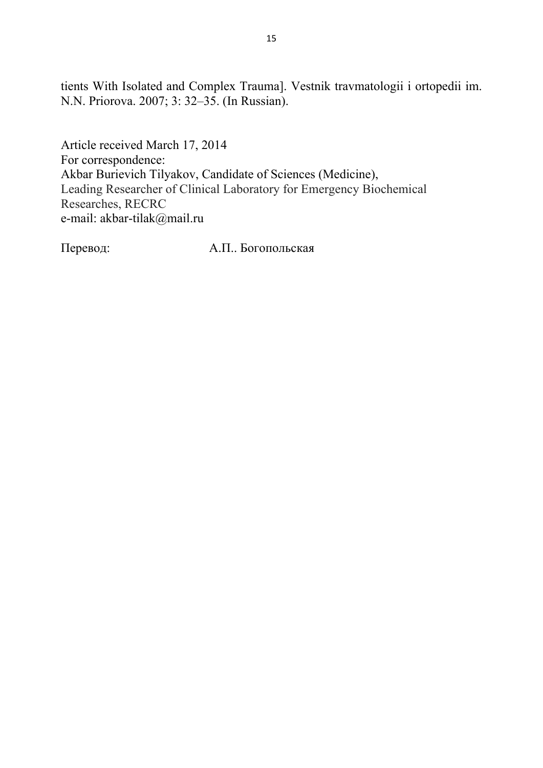tients With Isolated and Complex Trauma]. Vestnik travmatologii i ortopedii im. N.N. Priorova. 2007; 3: 32–35. (In Russian).

Article received March 17, 2014
For correspondence:
Akbar Burievich Tilyakov, Candidate of Sciences (Medicine),
Leading Researcher of Clinical Laboratory for Emergency Biochemical Researches, RECRC
e-mail: akbar-tilak@mail.ru

Перевод: А.П.. Богопольская